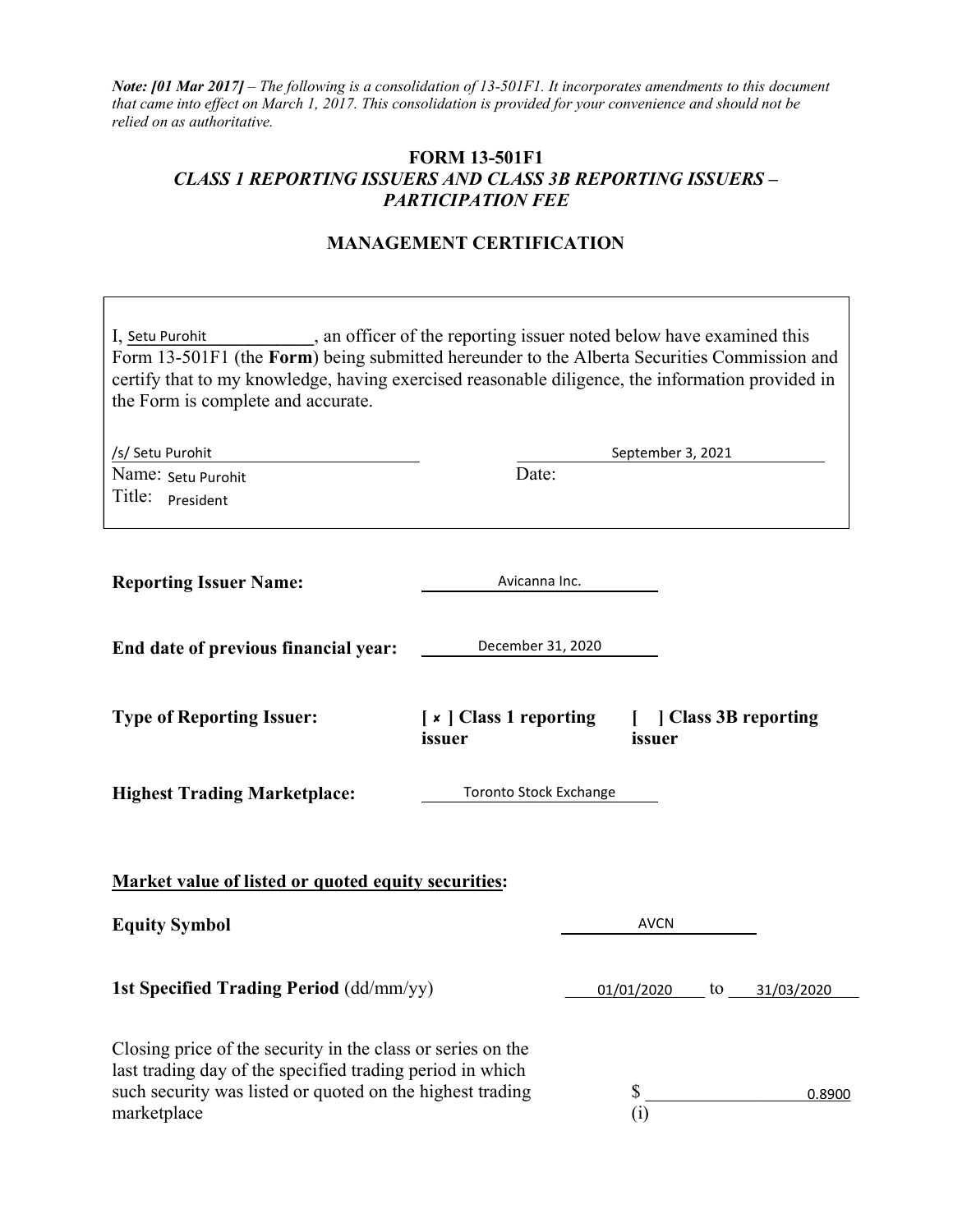***Note: [01 Mar 2017]*** *– The following is a consolidation of 13-501F1. It incorporates amendments to this document that came into effect on March 1, 2017. This consolidation is provided for your convenience and should not be relied on as authoritative.*

# FORM 13-501F1

## *CLASS 1 REPORTING ISSUERS AND CLASS 3B REPORTING ISSUERS – PARTICIPATION FEE*

## MANAGEMENT CERTIFICATION

I, Setu Purohit, an officer of the reporting issuer noted below have examined this Form 13-501F1 (the **Form**) being submitted hereunder to the Alberta Securities Commission and certify that to my knowledge, having exercised reasonable diligence, the information provided in the Form is complete and accurate.

/s/ Setu Purohit

Name: Setu Purohit

Title: President

Date: September 3, 2021

**Reporting Issuer Name:** Avicanna Inc.

**End date of previous financial year:** December 31, 2020

**Type of Reporting Issuer:** **[ × ] Class 1 reporting issuer** **[ ] Class 3B reporting issuer**

**Highest Trading Marketplace:** Toronto Stock Exchange

**Market value of listed or quoted equity securities:**

**Equity Symbol** AVCN

**1st Specified Trading Period** (dd/mm/yy) 01/01/2020 to 31/03/2020

Closing price of the security in the class or series on the last trading day of the specified trading period in which such security was listed or quoted on the highest trading marketplace $ 0.8900 (i)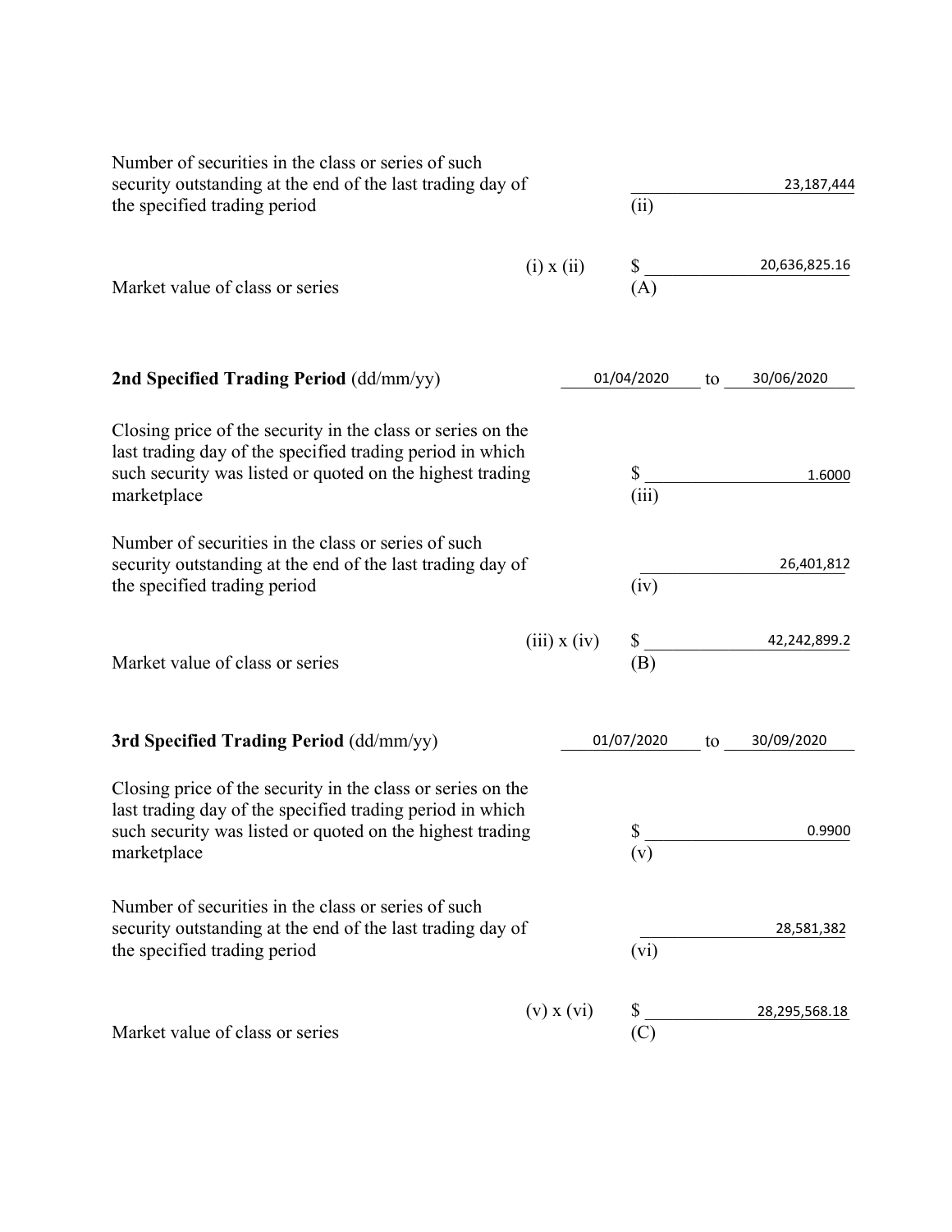Number of securities in the class or series of such security outstanding at the end of the last trading day of the specified trading period — 23,187,444 (ii)

Market value of class or series — (i) x (ii) — $ 20,636,825.16 (A)

**2nd Specified Trading Period** (dd/mm/yy) — 01/04/2020 to 30/06/2020

Closing price of the security in the class or series on the last trading day of the specified trading period in which such security was listed or quoted on the highest trading marketplace — $ 1.6000 (iii)

Number of securities in the class or series of such security outstanding at the end of the last trading day of the specified trading period — 26,401,812 (iv)

Market value of class or series — (iii) x (iv) — $ 42,242,899.2 (B)

**3rd Specified Trading Period** (dd/mm/yy) — 01/07/2020 to 30/09/2020

Closing price of the security in the class or series on the last trading day of the specified trading period in which such security was listed or quoted on the highest trading marketplace — $ 0.9900 (v)

Number of securities in the class or series of such security outstanding at the end of the last trading day of the specified trading period — 28,581,382 (vi)

Market value of class or series — (v) x (vi) — $ 28,295,568.18 (C)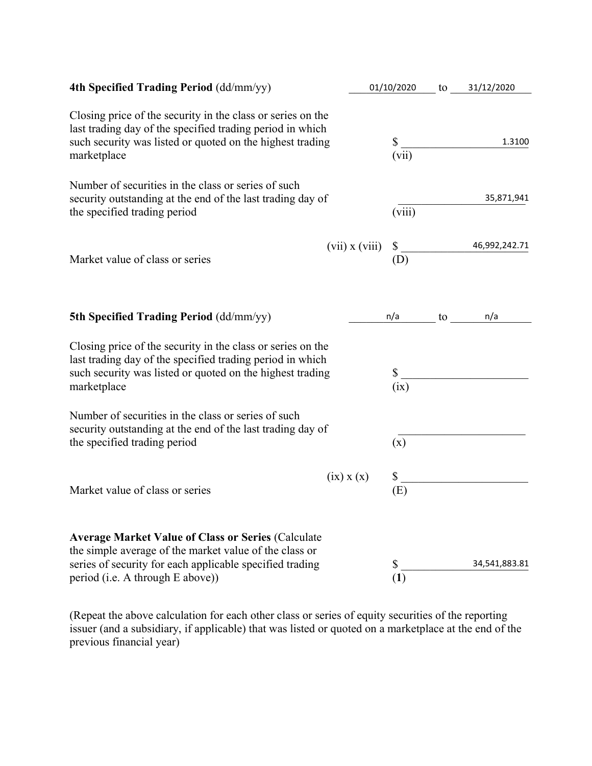**4th Specified Trading Period** (dd/mm/yy) 01/10/2020 to 31/12/2020

Closing price of the security in the class or series on the last trading day of the specified trading period in which such security was listed or quoted on the highest trading marketplace $ 1.3100 (vii)

Number of securities in the class or series of such security outstanding at the end of the last trading day of the specified trading period 35,871,941 (viii)

Market value of class or series (vii) x (viii) $ 46,992,242.71 (D)

**5th Specified Trading Period** (dd/mm/yy) n/a to n/a

Closing price of the security in the class or series on the last trading day of the specified trading period in which such security was listed or quoted on the highest trading marketplace $ ______ (ix)

Number of securities in the class or series of such security outstanding at the end of the last trading day of the specified trading period ______ (x)

Market value of class or series (ix) x (x) $ ______ (E)

**Average Market Value of Class or Series** (Calculate the simple average of the market value of the class or series of security for each applicable specified trading period (i.e. A through E above)) $ 34,541,883.81 (**1**)

(Repeat the above calculation for each other class or series of equity securities of the reporting issuer (and a subsidiary, if applicable) that was listed or quoted on a marketplace at the end of the previous financial year)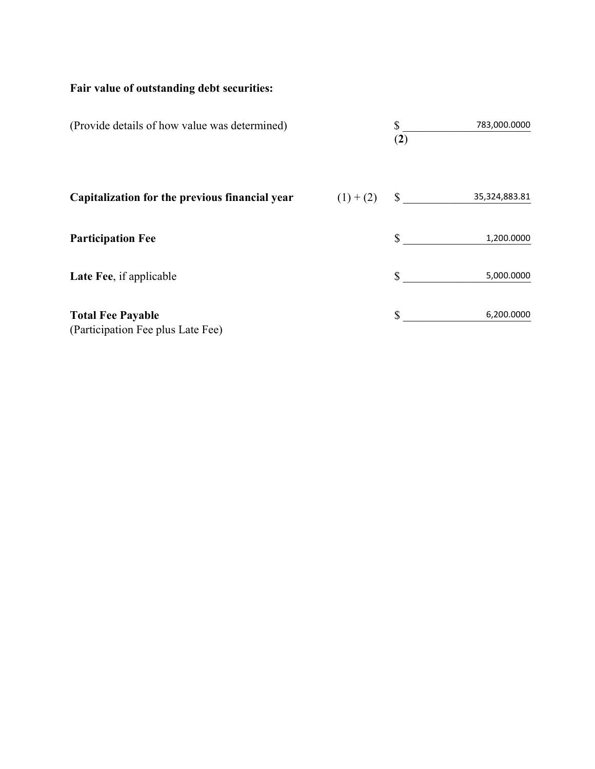**Fair value of outstanding debt securities:**

| | | | |
|---|---|---|---|
| (Provide details of how value was determined) | | $ 783,000.0000 **(2)** | |
| **Capitalization for the previous financial year** | (1) + (2) | $ 35,324,883.81 | |
| **Participation Fee** | | $ 1,200.0000 | |
| **Late Fee**, if applicable | | $ 5,000.0000 | |
| **Total Fee Payable** (Participation Fee plus Late Fee) | | $ 6,200.0000 | |